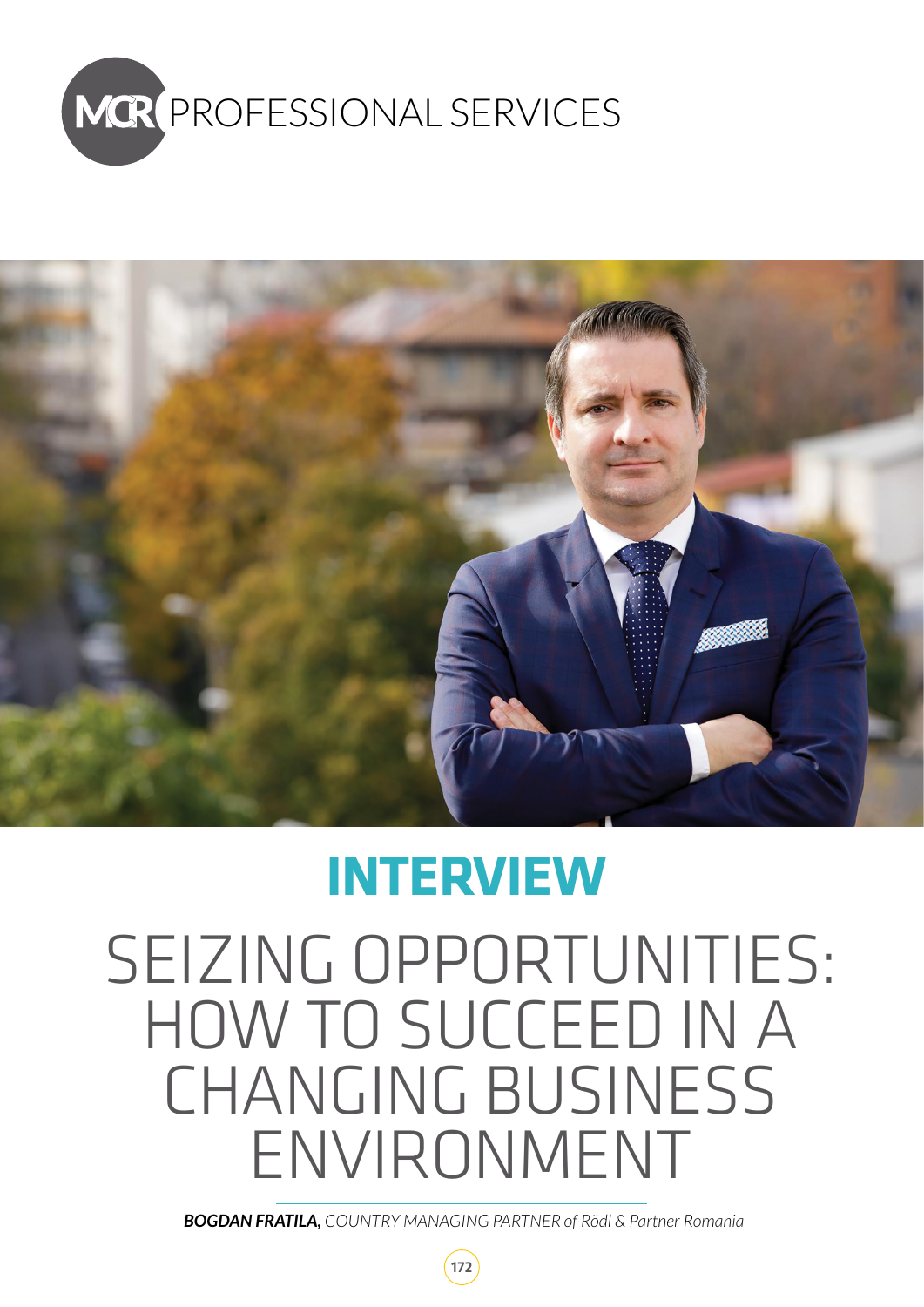MCR PROFESSIONAL SERVICES

## INTERVIEW

# SEIZING OPPORTUNITIES: HOW TO SUCCEED IN A CHANGING BUSINESS ENVIRONMENT

***BOGDAN FRATILA,*** *COUNTRY MANAGING PARTNER of Rödl & Partner Romania*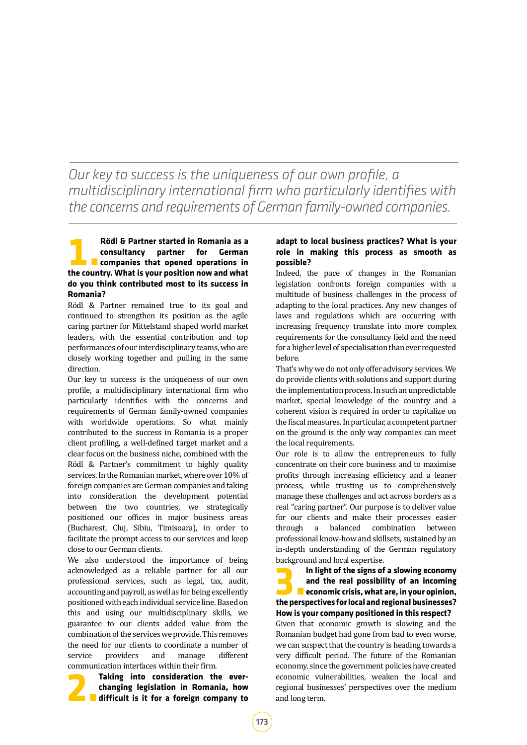*Our key to success is the uniqueness of our own profile, a multidisciplinary international firm who particularly identifies with the concerns and requirements of German family-owned companies.*

**1. Rödl & Partner started in Romania as a consultancy partner for German companies that opened operations in the country. What is your position now and what do you think contributed most to its success in Romania?**

Rödl & Partner remained true to its goal and continued to strengthen its position as the agile caring partner for Mittelstand shaped world market leaders, with the essential contribution and top performances of our interdisciplinary teams, who are closely working together and pulling in the same direction.

Our key to success is the uniqueness of our own profile, a multidisciplinary international firm who particularly identifies with the concerns and requirements of German family-owned companies with worldwide operations. So what mainly contributed to the success in Romania is a proper client profiling, a well-defined target market and a clear focus on the business niche, combined with the Rödl & Partner's commitment to highly quality services. In the Romanian market, where over 10% of foreign companies are German companies and taking into consideration the development potential between the two countries, we strategically positioned our offices in major business areas (Bucharest, Cluj, Sibiu, Timisoara), in order to facilitate the prompt access to our services and keep close to our German clients.

We also understood the importance of being acknowledged as a reliable partner for all our professional services, such as legal, tax, audit, accounting and payroll, as well as for being excellently positioned with each individual service line. Based on this and using our multidisciplinary skills, we guarantee to our clients added value from the combination of the services we provide. This removes the need for our clients to coordinate a number of service providers and manage different communication interfaces within their firm.

**2. Taking into consideration the ever-changing legislation in Romania, how difficult is it for a foreign company to adapt to local business practices? What is your role in making this process as smooth as possible?**

Indeed, the pace of changes in the Romanian legislation confronts foreign companies with a multitude of business challenges in the process of adapting to the local practices. Any new changes of laws and regulations which are occurring with increasing frequency translate into more complex requirements for the consultancy field and the need for a higher level of specialisation than ever requested before.

That's why we do not only offer advisory services. We do provide clients with solutions and support during the implementation process. In such an unpredictable market, special knowledge of the country and a coherent vision is required in order to capitalize on the fiscal measures. In particular, a competent partner on the ground is the only way companies can meet the local requirements.

Our role is to allow the entrepreneurs to fully concentrate on their core business and to maximise profits through increasing efficiency and a leaner process, while trusting us to comprehensively manage these challenges and act across borders as a real "caring partner". Our purpose is to deliver value for our clients and make their processes easier through a balanced combination between professional know-how and skillsets, sustained by an in-depth understanding of the German regulatory background and local expertise.

**3. In light of the signs of a slowing economy and the real possibility of an incoming economic crisis, what are, in your opinion, the perspectives for local and regional businesses? How is your company positioned in this respect?**

Given that economic growth is slowing and the Romanian budget had gone from bad to even worse, we can suspect that the country is heading towards a very difficult period. The future of the Romanian economy, since the government policies have created economic vulnerabilities, weaken the local and regional businesses' perspectives over the medium and long term.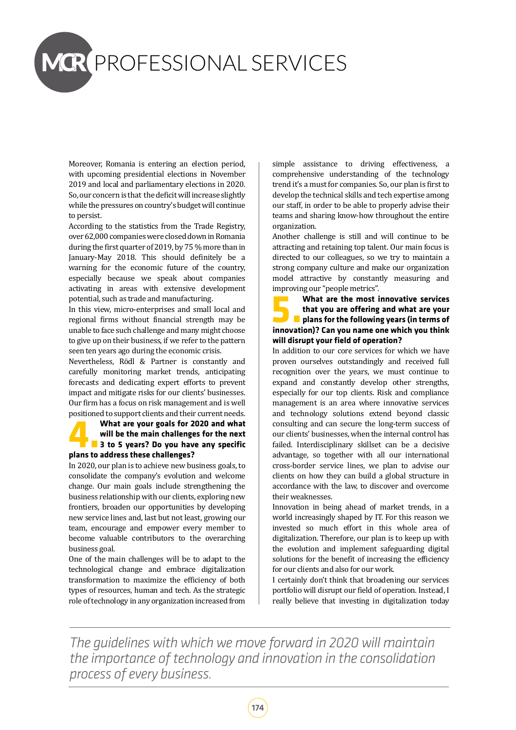Moreover, Romania is entering an election period, with upcoming presidential elections in November 2019 and local and parliamentary elections in 2020. So, our concern is that the deficit will increase slightly while the pressures on country's budget will continue to persist.

According to the statistics from the Trade Registry, over 62,000 companies were closed down in Romania during the first quarter of 2019, by 75 % more than in January-May 2018. This should definitely be a warning for the economic future of the country, especially because we speak about companies activating in areas with extensive development potential, such as trade and manufacturing.

In this view, micro-enterprises and small local and regional firms without financial strength may be unable to face such challenge and many might choose to give up on their business, if we refer to the pattern seen ten years ago during the economic crisis.

Nevertheless, Rödl & Partner is constantly and carefully monitoring market trends, anticipating forecasts and dedicating expert efforts to prevent impact and mitigate risks for our clients' businesses. Our firm has a focus on risk management and is well positioned to support clients and their current needs.

## 4. What are your goals for 2020 and what will be the main challenges for the next 3 to 5 years? Do you have any specific plans to address these challenges?

In 2020, our plan is to achieve new business goals, to consolidate the company's evolution and welcome change. Our main goals include strengthening the business relationship with our clients, exploring new frontiers, broaden our opportunities by developing new service lines and, last but not least, growing our team, encourage and empower every member to become valuable contributors to the overarching business goal.

One of the main challenges will be to adapt to the technological change and embrace digitalization transformation to maximize the efficiency of both types of resources, human and tech. As the strategic role of technology in any organization increased from simple assistance to driving effectiveness, a comprehensive understanding of the technology trend it's a must for companies. So, our plan is first to develop the technical skills and tech expertise among our staff, in order to be able to properly advise their teams and sharing know-how throughout the entire organization.

Another challenge is still and will continue to be attracting and retaining top talent. Our main focus is directed to our colleagues, so we try to maintain a strong company culture and make our organization model attractive by constantly measuring and improving our "people metrics".

## 5. What are the most innovative services that you are offering and what are your plans for the following years (in terms of innovation)? Can you name one which you think will disrupt your field of operation?

In addition to our core services for which we have proven ourselves outstandingly and received full recognition over the years, we must continue to expand and constantly develop other strengths, especially for our top clients. Risk and compliance management is an area where innovative services and technology solutions extend beyond classic consulting and can secure the long-term success of our clients' businesses, when the internal control has failed. Interdisciplinary skillset can be a decisive advantage, so together with all our international cross-border service lines, we plan to advise our clients on how they can build a global structure in accordance with the law, to discover and overcome their weaknesses.

Innovation in being ahead of market trends, in a world increasingly shaped by IT. For this reason we invested so much effort in this whole area of digitalization. Therefore, our plan is to keep up with the evolution and implement safeguarding digital solutions for the benefit of increasing the efficiency for our clients and also for our work.

I certainly don't think that broadening our services portfolio will disrupt our field of operation. Instead, I really believe that investing in digitalization today

*The guidelines with which we move forward in 2020 will maintain the importance of technology and innovation in the consolidation process of every business.*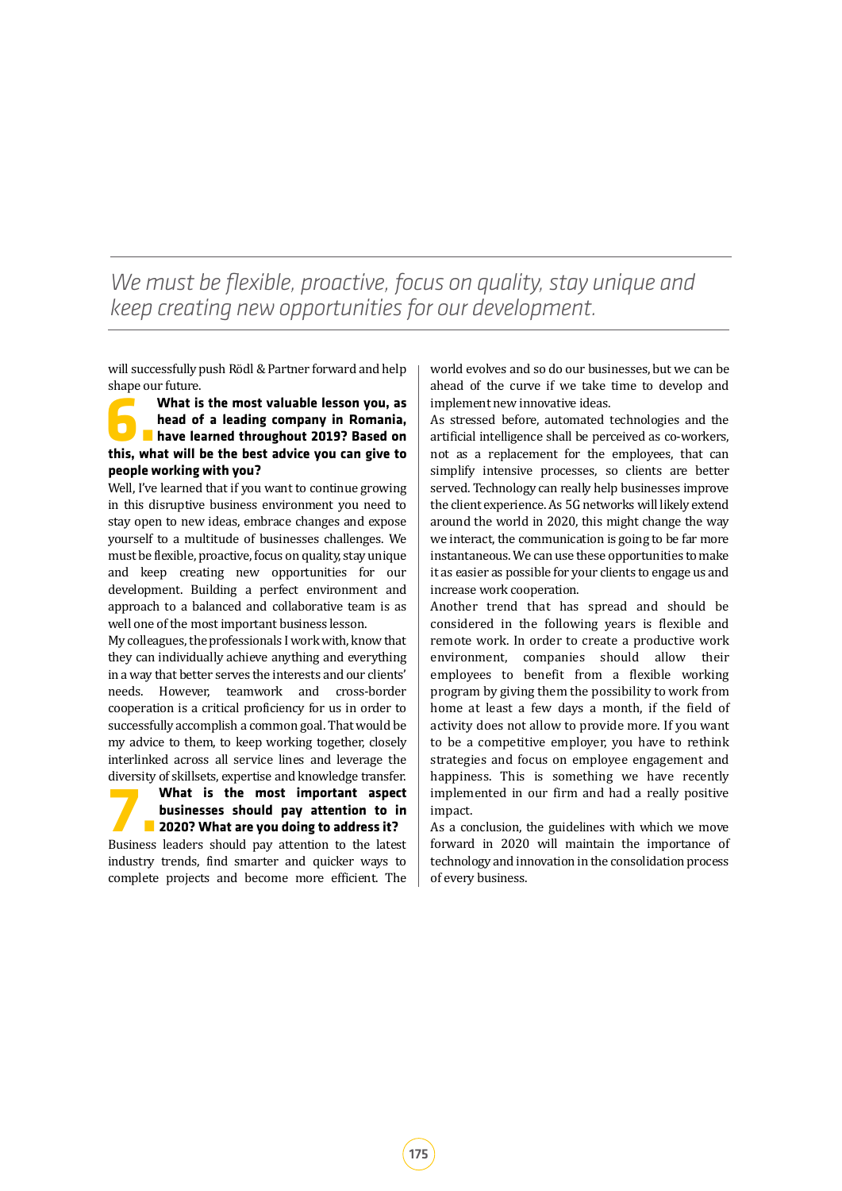*We must be flexible, proactive, focus on quality, stay unique and keep creating new opportunities for our development.*

will successfully push Rödl & Partner forward and help shape our future.

**6. What is the most valuable lesson you, as head of a leading company in Romania, have learned throughout 2019? Based on this, what will be the best advice you can give to people working with you?**

Well, I've learned that if you want to continue growing in this disruptive business environment you need to stay open to new ideas, embrace changes and expose yourself to a multitude of businesses challenges. We must be flexible, proactive, focus on quality, stay unique and keep creating new opportunities for our development. Building a perfect environment and approach to a balanced and collaborative team is as well one of the most important business lesson.

My colleagues, the professionals I work with, know that they can individually achieve anything and everything in a way that better serves the interests and our clients' needs. However, teamwork and cross-border cooperation is a critical proficiency for us in order to successfully accomplish a common goal. That would be my advice to them, to keep working together, closely interlinked across all service lines and leverage the diversity of skillsets, expertise and knowledge transfer.

**7. What is the most important aspect businesses should pay attention to in 2020? What are you doing to address it?**

Business leaders should pay attention to the latest industry trends, find smarter and quicker ways to complete projects and become more efficient. The world evolves and so do our businesses, but we can be ahead of the curve if we take time to develop and implement new innovative ideas.

As stressed before, automated technologies and the artificial intelligence shall be perceived as co-workers, not as a replacement for the employees, that can simplify intensive processes, so clients are better served. Technology can really help businesses improve the client experience. As 5G networks will likely extend around the world in 2020, this might change the way we interact, the communication is going to be far more instantaneous. We can use these opportunities to make it as easier as possible for your clients to engage us and increase work cooperation.

Another trend that has spread and should be considered in the following years is flexible and remote work. In order to create a productive work environment, companies should allow their employees to benefit from a flexible working program by giving them the possibility to work from home at least a few days a month, if the field of activity does not allow to provide more. If you want to be a competitive employer, you have to rethink strategies and focus on employee engagement and happiness. This is something we have recently implemented in our firm and had a really positive impact.

As a conclusion, the guidelines with which we move forward in 2020 will maintain the importance of technology and innovation in the consolidation process of every business.